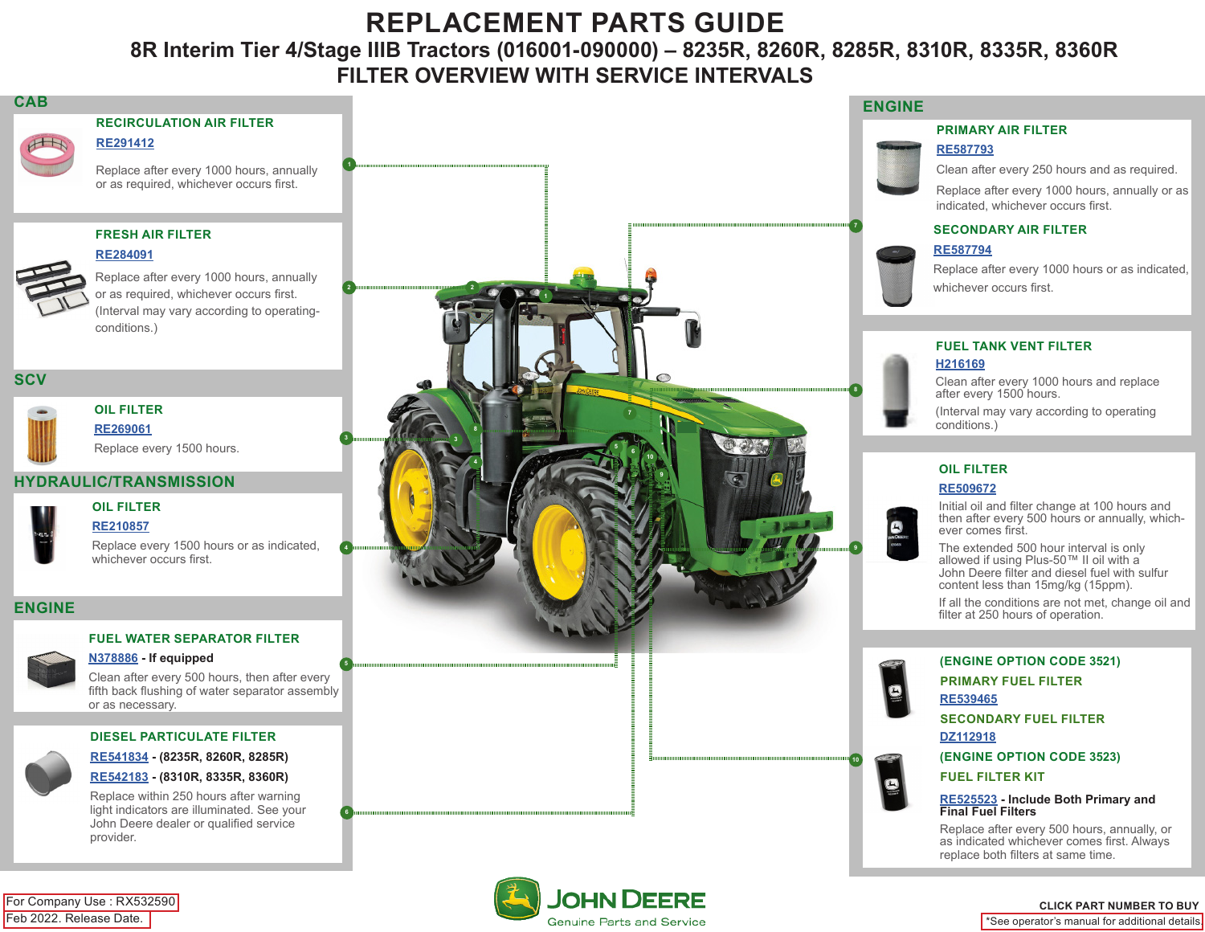# REPLACEMENT PARTS GUIDE

## 8R Interim Tier 4/Stage IIIB Tractors (016001-090000) – 8235R, 8260R, 8285R, 8310R, 8335R, 8360R

## FILTER OVERVIEW WITH SERVICE INTERVALS

## CAB

### RECIRCULATION AIR FILTER

RE291412

Replace after every 1000 hours, annually or as required, whichever occurs first.

### FRESH AIR FILTER

RE284091

Replace after every 1000 hours, annually or as required, whichever occurs first. (Interval may vary according to operating-conditions.)

## SCV

### OIL FILTER

RE269061

Replace every 1500 hours.

## HYDRAULIC/TRANSMISSION

### OIL FILTER

RE210857

Replace every 1500 hours or as indicated, whichever occurs first.

## ENGINE

### FUEL WATER SEPARATOR FILTER

N378886 - **If equipped**

Clean after every 500 hours, then after every fifth back flushing of water separator assembly or as necessary.

### DIESEL PARTICULATE FILTER

RE541834 - **(8235R, 8260R, 8285R)**

RE542183 - **(8310R, 8335R, 8360R)**

Replace within 250 hours after warning light indicators are illuminated. See your John Deere dealer or qualified service provider.

## ENGINE

### PRIMARY AIR FILTER

RE587793

Clean after every 250 hours and as required.

Replace after every 1000 hours, annually or as indicated, whichever occurs first.

### SECONDARY AIR FILTER

RE587794

Replace after every 1000 hours or as indicated, whichever occurs first.

### FUEL TANK VENT FILTER

H216169

Clean after every 1000 hours and replace after every 1500 hours.

(Interval may vary according to operating conditions.)

### OIL FILTER

RE509672

Initial oil and filter change at 100 hours and then after every 500 hours or annually, whichever comes first.

The extended 500 hour interval is only allowed if using Plus-50™ II oil with a John Deere filter and diesel fuel with sulfur content less than 15mg/kg (15ppm).

If all the conditions are not met, change oil and filter at 250 hours of operation.

### (ENGINE OPTION CODE 3521)

### PRIMARY FUEL FILTER

RE539465

### SECONDARY FUEL FILTER

DZ112918

### (ENGINE OPTION CODE 3523)

### FUEL FILTER KIT

RE525523 - **Include Both Primary and Final Fuel Filters**

Replace after every 500 hours, annually, or as indicated whichever comes first. Always replace both filters at same time.

For Company Use : RX532590

Feb 2022. Release Date.

JOHN DEERE Genuine Parts and Service

**CLICK PART NUMBER TO BUY**

*See operator's manual for additional details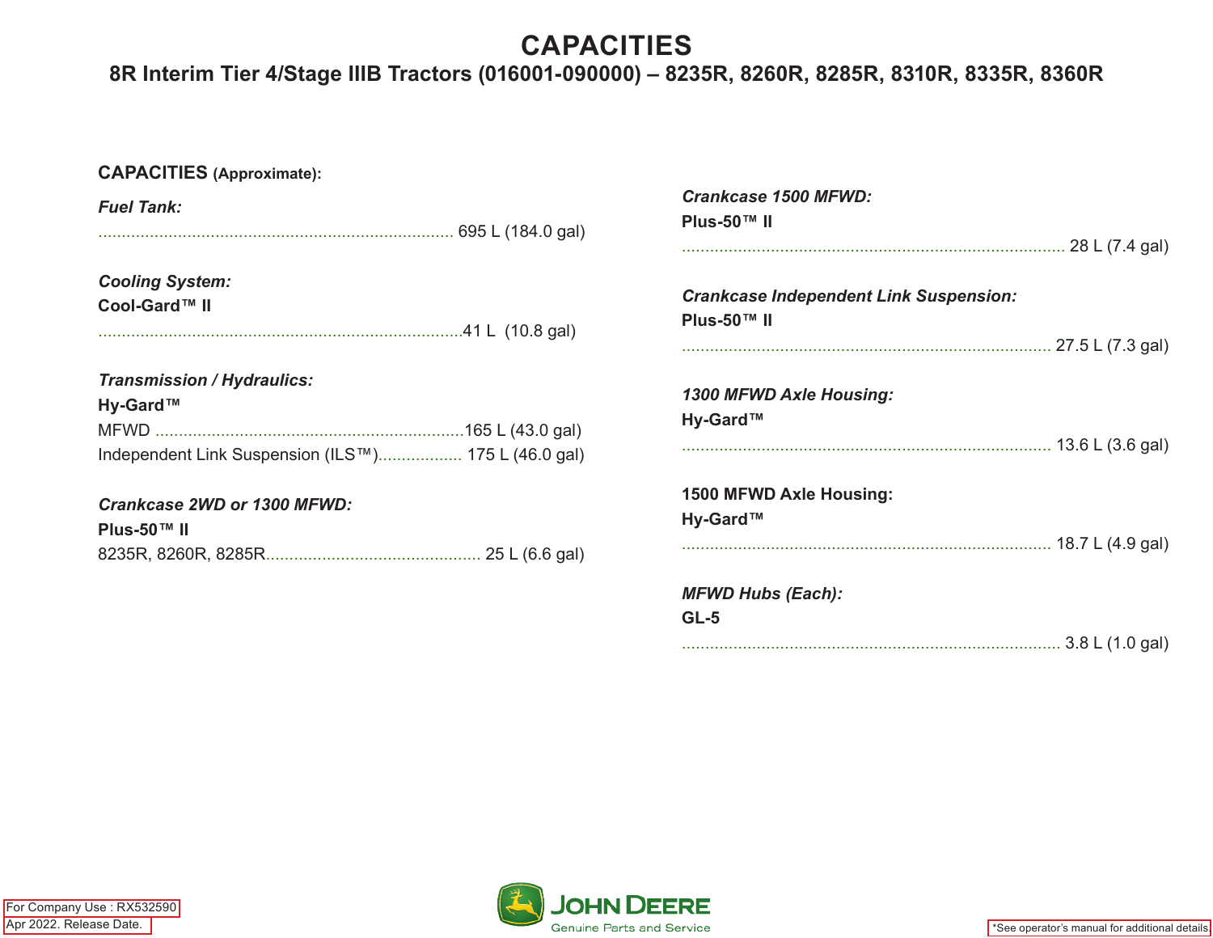# CAPACITIES

## 8R Interim Tier 4/Stage IIIB Tractors (016001-090000) – 8235R, 8260R, 8285R, 8310R, 8335R, 8360R

**CAPACITIES** **(Approximate):**

***Fuel Tank:***

............................................................................ 695 L (184.0 gal)

***Cooling System:***

**Cool-Gard™ II**

...............................................................................41 L (10.8 gal)

***Transmission / Hydraulics:***

**Hy-Gard™**

MFWD ...................................................................165 L (43.0 gal)

Independent Link Suspension (ILS™).................. 175 L (46.0 gal)

***Crankcase 2WD or 1300 MFWD:***

**Plus-50™ II**

8235R, 8260R, 8285R.............................................. 25 L (6.6 gal)

***Crankcase 1500 MFWD:***

**Plus-50™ II**

.................................................................................. 28 L (7.4 gal)

***Crankcase Independent Link Suspension:***

**Plus-50™ II**

............................................................................... 27.5 L (7.3 gal)

***1300 MFWD Axle Housing:***

**Hy-Gard™**

............................................................................... 13.6 L (3.6 gal)

**1500 MFWD Axle Housing:**

**Hy-Gard™**

............................................................................... 18.7 L (4.9 gal)

***MFWD Hubs (Each):***

**GL-5**

................................................................................. 3.8 L (1.0 gal)

For Company Use : RX532590

Apr 2022. Release Date.

JOHN DEERE Genuine Parts and Service

*See operator's manual for additional details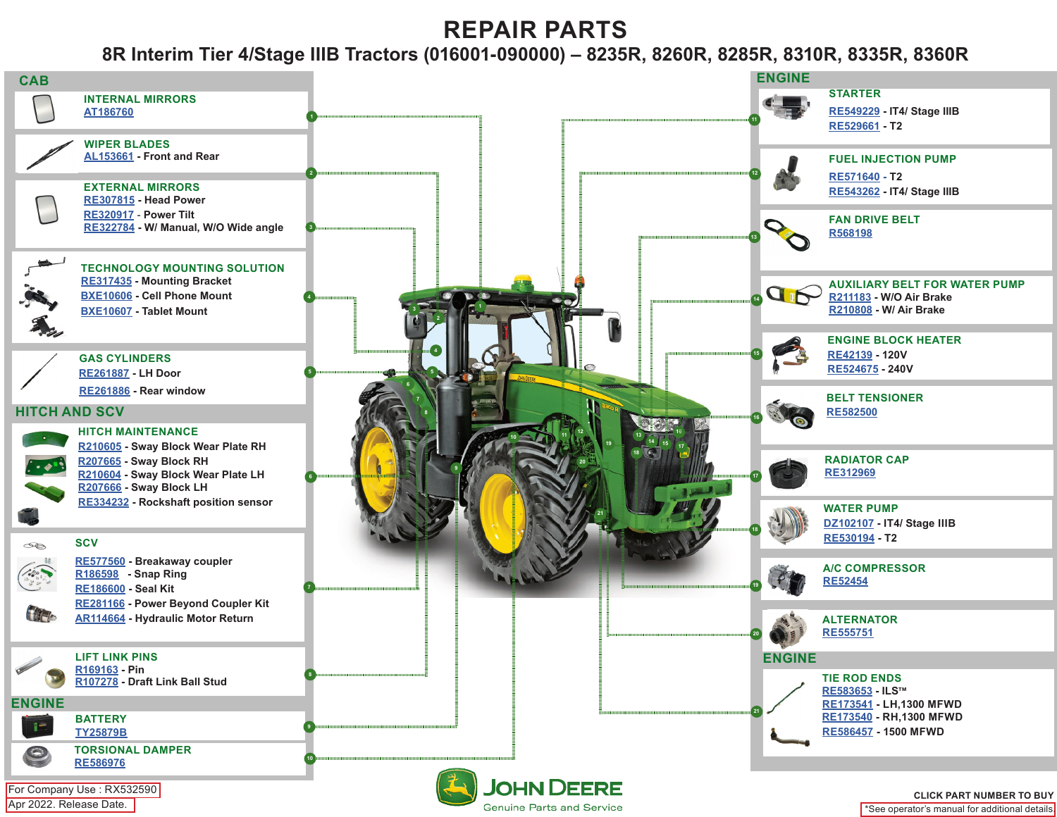# REPAIR PARTS

## 8R Interim Tier 4/Stage IIIB Tractors (016001-090000) – 8235R, 8260R, 8285R, 8310R, 8335R, 8360R

## CAB

### INTERNAL MIRRORS
AT186760

### WIPER BLADES
AL153661 - Front and Rear

### EXTERNAL MIRRORS
RE307815 - Head Power
RE320917 - Power Tilt
RE322784 - W/ Manual, W/O Wide angle

### TECHNOLOGY MOUNTING SOLUTION
RE317435 - Mounting Bracket
BXE10606 - Cell Phone Mount
BXE10607 - Tablet Mount

### GAS CYLINDERS
RE261887 - LH Door
RE261886 - Rear window

## HITCH AND SCV

### HITCH MAINTENANCE
R210605 - Sway Block Wear Plate RH
R207665 - Sway Block RH
R210604 - Sway Block Wear Plate LH
R207666 - Sway Block LH
RE334232 - Rockshaft position sensor

### SCV
RE577560 - Breakaway coupler
R186598 - Snap Ring
RE186600 - Seal Kit
RE281166 - Power Beyond Coupler Kit
AR114664 - Hydraulic Motor Return

### LIFT LINK PINS
R169163 - Pin
R107278 - Draft Link Ball Stud

## ENGINE

### BATTERY
TY25879B

### TORSIONAL DAMPER
RE586976

## ENGINE

### STARTER
RE549229 - IT4/ Stage IIIB
RE529661 - T2

### FUEL INJECTION PUMP
RE571640 - T2
RE543262 - IT4/ Stage IIIB

### FAN DRIVE BELT
R568198

### AUXILIARY BELT FOR WATER PUMP
R211183 - W/O Air Brake
R210808 - W/ Air Brake

### ENGINE BLOCK HEATER
RE42139 - 120V
RE524675 - 240V

### BELT TENSIONER
RE582500

### RADIATOR CAP
RE312969

### WATER PUMP
DZ102107 - IT4/ Stage IIIB
RE530194 - T2

### A/C COMPRESSOR
RE52454

### ALTERNATOR
RE555751

## ENGINE

### TIE ROD ENDS
RE583653 - ILS™
RE173541 - LH,1300 MFWD
RE173540 - RH,1300 MFWD
RE586457 - 1500 MFWD

For Company Use : RX532590
Apr 2022. Release Date.

JOHN DEERE
Genuine Parts and Service

CLICK PART NUMBER TO BUY
*See operator's manual for additional details